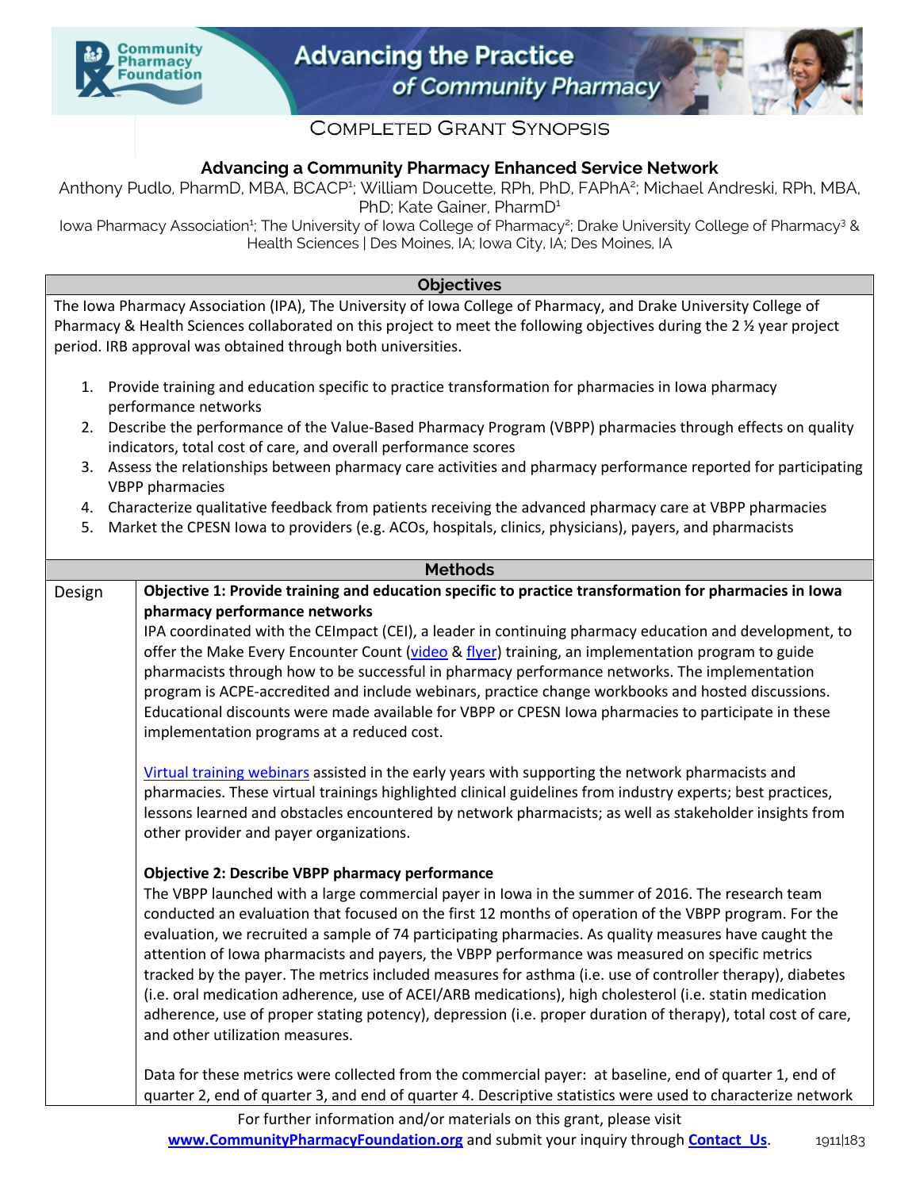Community Pharmacy Foundation

# Advancing the Practice of Community Pharmacy

## Completed Grant Synopsis

### Advancing a Community Pharmacy Enhanced Service Network

Anthony Pudlo, PharmD, MBA, BCACP[1]; William Doucette, RPh, PhD, FAPhA[2]; Michael Andreski, RPh, MBA, PhD; Kate Gainer, PharmD[1]

Iowa Pharmacy Association[1]; The University of Iowa College of Pharmacy[2]; Drake University College of Pharmacy[3] & Health Sciences | Des Moines, IA; Iowa City, IA; Des Moines, IA

| Objectives |
|---|
| The Iowa Pharmacy Association (IPA), The University of Iowa College of Pharmacy, and Drake University College of Pharmacy & Health Sciences collaborated on this project to meet the following objectives during the 2 ½ year project period. IRB approval was obtained through both universities.<br><br>1. Provide training and education specific to practice transformation for pharmacies in Iowa pharmacy performance networks<br>2. Describe the performance of the Value-Based Pharmacy Program (VBPP) pharmacies through effects on quality indicators, total cost of care, and overall performance scores<br>3. Assess the relationships between pharmacy care activities and pharmacy performance reported for participating VBPP pharmacies<br>4. Characterize qualitative feedback from patients receiving the advanced pharmacy care at VBPP pharmacies<br>5. Market the CPESN Iowa to providers (e.g. ACOs, hospitals, clinics, physicians), payers, and pharmacists |

| Methods | |
|---|---|
| Design | **Objective 1: Provide training and education specific to practice transformation for pharmacies in Iowa pharmacy performance networks**<br>IPA coordinated with the CEImpact (CEI), a leader in continuing pharmacy education and development, to offer the Make Every Encounter Count (video & flyer) training, an implementation program to guide pharmacists through how to be successful in pharmacy performance networks. The implementation program is ACPE-accredited and include webinars, practice change workbooks and hosted discussions. Educational discounts were made available for VBPP or CPESN Iowa pharmacies to participate in these implementation programs at a reduced cost.<br><br>Virtual training webinars assisted in the early years with supporting the network pharmacists and pharmacies. These virtual trainings highlighted clinical guidelines from industry experts; best practices, lessons learned and obstacles encountered by network pharmacists; as well as stakeholder insights from other provider and payer organizations.<br><br>**Objective 2: Describe VBPP pharmacy performance**<br>The VBPP launched with a large commercial payer in Iowa in the summer of 2016. The research team conducted an evaluation that focused on the first 12 months of operation of the VBPP program. For the evaluation, we recruited a sample of 74 participating pharmacies. As quality measures have caught the attention of Iowa pharmacists and payers, the VBPP performance was measured on specific metrics tracked by the payer. The metrics included measures for asthma (i.e. use of controller therapy), diabetes (i.e. oral medication adherence, use of ACEI/ARB medications), high cholesterol (i.e. statin medication adherence, use of proper stating potency), depression (i.e. proper duration of therapy), total cost of care, and other utilization measures.<br><br>Data for these metrics were collected from the commercial payer: at baseline, end of quarter 1, end of quarter 2, end of quarter 3, and end of quarter 4. Descriptive statistics were used to characterize network |

For further information and/or materials on this grant, please visit **www.CommunityPharmacyFoundation.org** and submit your inquiry through **Contact Us**.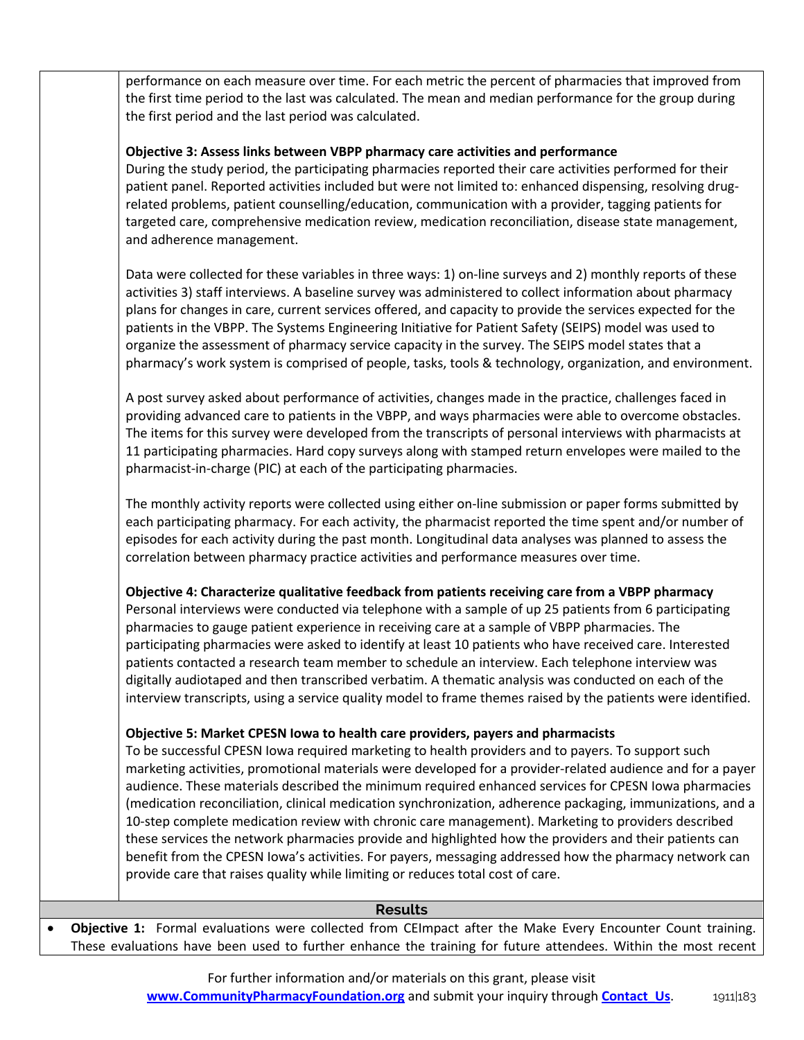performance on each measure over time. For each metric the percent of pharmacies that improved from the first time period to the last was calculated. The mean and median performance for the group during the first period and the last period was calculated.

**Objective 3: Assess links between VBPP pharmacy care activities and performance**

During the study period, the participating pharmacies reported their care activities performed for their patient panel. Reported activities included but were not limited to: enhanced dispensing, resolving drug-related problems, patient counselling/education, communication with a provider, tagging patients for targeted care, comprehensive medication review, medication reconciliation, disease state management, and adherence management.

Data were collected for these variables in three ways: 1) on-line surveys and 2) monthly reports of these activities 3) staff interviews. A baseline survey was administered to collect information about pharmacy plans for changes in care, current services offered, and capacity to provide the services expected for the patients in the VBPP. The Systems Engineering Initiative for Patient Safety (SEIPS) model was used to organize the assessment of pharmacy service capacity in the survey. The SEIPS model states that a pharmacy's work system is comprised of people, tasks, tools & technology, organization, and environment.

A post survey asked about performance of activities, changes made in the practice, challenges faced in providing advanced care to patients in the VBPP, and ways pharmacies were able to overcome obstacles. The items for this survey were developed from the transcripts of personal interviews with pharmacists at 11 participating pharmacies. Hard copy surveys along with stamped return envelopes were mailed to the pharmacist-in-charge (PIC) at each of the participating pharmacies.

The monthly activity reports were collected using either on-line submission or paper forms submitted by each participating pharmacy. For each activity, the pharmacist reported the time spent and/or number of episodes for each activity during the past month. Longitudinal data analyses was planned to assess the correlation between pharmacy practice activities and performance measures over time.

**Objective 4: Characterize qualitative feedback from patients receiving care from a VBPP pharmacy**

Personal interviews were conducted via telephone with a sample of up 25 patients from 6 participating pharmacies to gauge patient experience in receiving care at a sample of VBPP pharmacies. The participating pharmacies were asked to identify at least 10 patients who have received care. Interested patients contacted a research team member to schedule an interview. Each telephone interview was digitally audiotaped and then transcribed verbatim. A thematic analysis was conducted on each of the interview transcripts, using a service quality model to frame themes raised by the patients were identified.

**Objective 5: Market CPESN Iowa to health care providers, payers and pharmacists**

To be successful CPESN Iowa required marketing to health providers and to payers. To support such marketing activities, promotional materials were developed for a provider-related audience and for a payer audience. These materials described the minimum required enhanced services for CPESN Iowa pharmacies (medication reconciliation, clinical medication synchronization, adherence packaging, immunizations, and a 10-step complete medication review with chronic care management). Marketing to providers described these services the network pharmacies provide and highlighted how the providers and their patients can benefit from the CPESN Iowa's activities. For payers, messaging addressed how the pharmacy network can provide care that raises quality while limiting or reduces total cost of care.

## Results

- **Objective 1:** Formal evaluations were collected from CEImpact after the Make Every Encounter Count training. These evaluations have been used to further enhance the training for future attendees. Within the most recent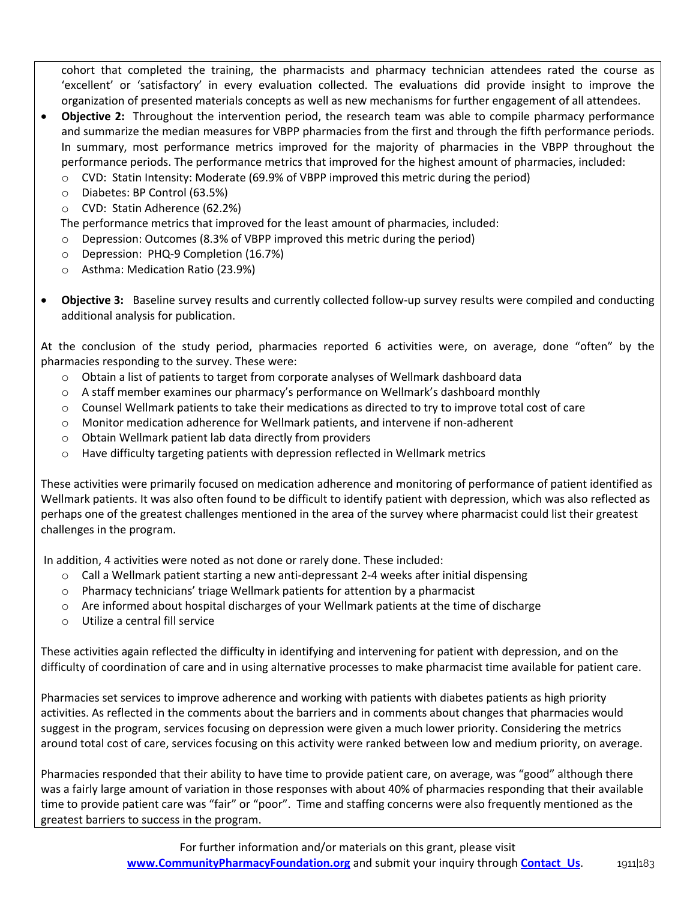cohort that completed the training, the pharmacists and pharmacy technician attendees rated the course as 'excellent' or 'satisfactory' in every evaluation collected. The evaluations did provide insight to improve the organization of presented materials concepts as well as new mechanisms for further engagement of all attendees.

- **Objective 2:** Throughout the intervention period, the research team was able to compile pharmacy performance and summarize the median measures for VBPP pharmacies from the first and through the fifth performance periods. In summary, most performance metrics improved for the majority of pharmacies in the VBPP throughout the performance periods. The performance metrics that improved for the highest amount of pharmacies, included:
  - CVD: Statin Intensity: Moderate (69.9% of VBPP improved this metric during the period)
  - Diabetes: BP Control (63.5%)
  - CVD: Statin Adherence (62.2%)

  The performance metrics that improved for the least amount of pharmacies, included:
  - Depression: Outcomes (8.3% of VBPP improved this metric during the period)
  - Depression: PHQ-9 Completion (16.7%)
  - Asthma: Medication Ratio (23.9%)

- **Objective 3:** Baseline survey results and currently collected follow-up survey results were compiled and conducting additional analysis for publication.

At the conclusion of the study period, pharmacies reported 6 activities were, on average, done "often" by the pharmacies responding to the survey. These were:

- Obtain a list of patients to target from corporate analyses of Wellmark dashboard data
- A staff member examines our pharmacy's performance on Wellmark's dashboard monthly
- Counsel Wellmark patients to take their medications as directed to try to improve total cost of care
- Monitor medication adherence for Wellmark patients, and intervene if non-adherent
- Obtain Wellmark patient lab data directly from providers
- Have difficulty targeting patients with depression reflected in Wellmark metrics

These activities were primarily focused on medication adherence and monitoring of performance of patient identified as Wellmark patients. It was also often found to be difficult to identify patient with depression, which was also reflected as perhaps one of the greatest challenges mentioned in the area of the survey where pharmacist could list their greatest challenges in the program.

In addition, 4 activities were noted as not done or rarely done. These included:

- Call a Wellmark patient starting a new anti-depressant 2-4 weeks after initial dispensing
- Pharmacy technicians' triage Wellmark patients for attention by a pharmacist
- Are informed about hospital discharges of your Wellmark patients at the time of discharge
- Utilize a central fill service

These activities again reflected the difficulty in identifying and intervening for patient with depression, and on the difficulty of coordination of care and in using alternative processes to make pharmacist time available for patient care.

Pharmacies set services to improve adherence and working with patients with diabetes patients as high priority activities. As reflected in the comments about the barriers and in comments about changes that pharmacies would suggest in the program, services focusing on depression were given a much lower priority. Considering the metrics around total cost of care, services focusing on this activity were ranked between low and medium priority, on average.

Pharmacies responded that their ability to have time to provide patient care, on average, was "good" although there was a fairly large amount of variation in those responses with about 40% of pharmacies responding that their available time to provide patient care was "fair" or "poor". Time and staffing concerns were also frequently mentioned as the greatest barriers to success in the program.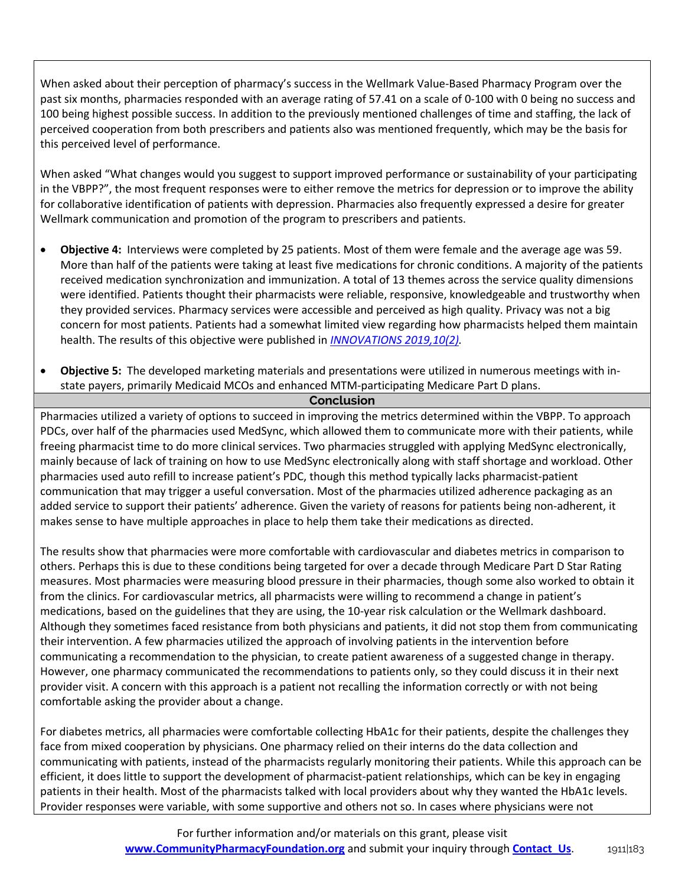When asked about their perception of pharmacy's success in the Wellmark Value-Based Pharmacy Program over the past six months, pharmacies responded with an average rating of 57.41 on a scale of 0-100 with 0 being no success and 100 being highest possible success. In addition to the previously mentioned challenges of time and staffing, the lack of perceived cooperation from both prescribers and patients also was mentioned frequently, which may be the basis for this perceived level of performance.

When asked "What changes would you suggest to support improved performance or sustainability of your participating in the VBPP?", the most frequent responses were to either remove the metrics for depression or to improve the ability for collaborative identification of patients with depression. Pharmacies also frequently expressed a desire for greater Wellmark communication and promotion of the program to prescribers and patients.

- **Objective 4:** Interviews were completed by 25 patients. Most of them were female and the average age was 59. More than half of the patients were taking at least five medications for chronic conditions. A majority of the patients received medication synchronization and immunization. A total of 13 themes across the service quality dimensions were identified. Patients thought their pharmacists were reliable, responsive, knowledgeable and trustworthy when they provided services. Pharmacy services were accessible and perceived as high quality. Privacy was not a big concern for most patients. Patients had a somewhat limited view regarding how pharmacists helped them maintain health. The results of this objective were published in *INNOVATIONS 2019,10(2)*.

- **Objective 5:** The developed marketing materials and presentations were utilized in numerous meetings with in-state payers, primarily Medicaid MCOs and enhanced MTM-participating Medicare Part D plans.

## Conclusion

Pharmacies utilized a variety of options to succeed in improving the metrics determined within the VBPP. To approach PDCs, over half of the pharmacies used MedSync, which allowed them to communicate more with their patients, while freeing pharmacist time to do more clinical services. Two pharmacies struggled with applying MedSync electronically, mainly because of lack of training on how to use MedSync electronically along with staff shortage and workload. Other pharmacies used auto refill to increase patient's PDC, though this method typically lacks pharmacist-patient communication that may trigger a useful conversation. Most of the pharmacies utilized adherence packaging as an added service to support their patients' adherence. Given the variety of reasons for patients being non-adherent, it makes sense to have multiple approaches in place to help them take their medications as directed.

The results show that pharmacies were more comfortable with cardiovascular and diabetes metrics in comparison to others. Perhaps this is due to these conditions being targeted for over a decade through Medicare Part D Star Rating measures. Most pharmacies were measuring blood pressure in their pharmacies, though some also worked to obtain it from the clinics. For cardiovascular metrics, all pharmacists were willing to recommend a change in patient's medications, based on the guidelines that they are using, the 10-year risk calculation or the Wellmark dashboard. Although they sometimes faced resistance from both physicians and patients, it did not stop them from communicating their intervention. A few pharmacies utilized the approach of involving patients in the intervention before communicating a recommendation to the physician, to create patient awareness of a suggested change in therapy. However, one pharmacy communicated the recommendations to patients only, so they could discuss it in their next provider visit. A concern with this approach is a patient not recalling the information correctly or with not being comfortable asking the provider about a change.

For diabetes metrics, all pharmacies were comfortable collecting HbA1c for their patients, despite the challenges they face from mixed cooperation by physicians. One pharmacy relied on their interns do the data collection and communicating with patients, instead of the pharmacists regularly monitoring their patients. While this approach can be efficient, it does little to support the development of pharmacist-patient relationships, which can be key in engaging patients in their health. Most of the pharmacists talked with local providers about why they wanted the HbA1c levels. Provider responses were variable, with some supportive and others not so. In cases where physicians were not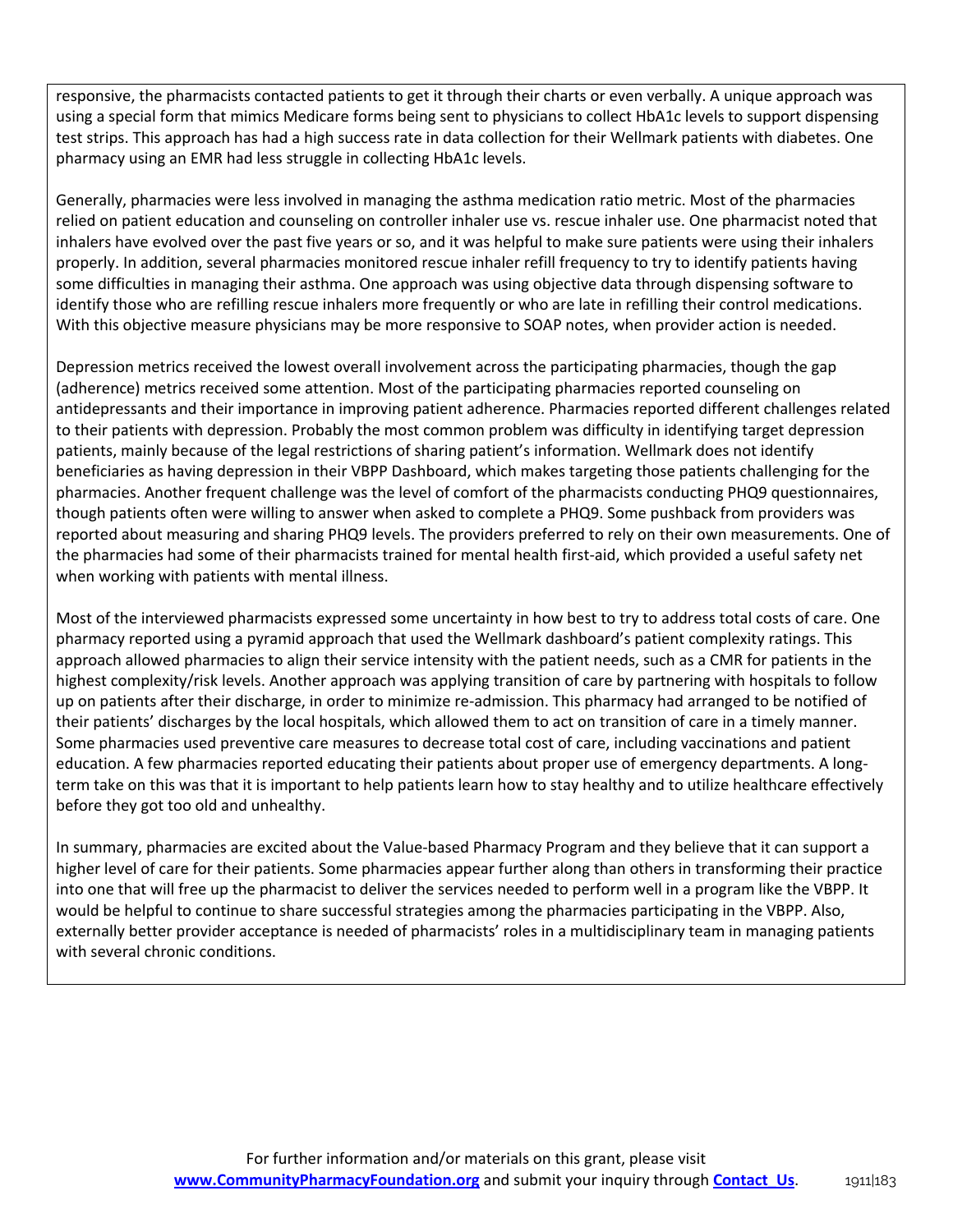responsive, the pharmacists contacted patients to get it through their charts or even verbally. A unique approach was using a special form that mimics Medicare forms being sent to physicians to collect HbA1c levels to support dispensing test strips. This approach has had a high success rate in data collection for their Wellmark patients with diabetes. One pharmacy using an EMR had less struggle in collecting HbA1c levels.

Generally, pharmacies were less involved in managing the asthma medication ratio metric. Most of the pharmacies relied on patient education and counseling on controller inhaler use vs. rescue inhaler use. One pharmacist noted that inhalers have evolved over the past five years or so, and it was helpful to make sure patients were using their inhalers properly. In addition, several pharmacies monitored rescue inhaler refill frequency to try to identify patients having some difficulties in managing their asthma. One approach was using objective data through dispensing software to identify those who are refilling rescue inhalers more frequently or who are late in refilling their control medications. With this objective measure physicians may be more responsive to SOAP notes, when provider action is needed.

Depression metrics received the lowest overall involvement across the participating pharmacies, though the gap (adherence) metrics received some attention. Most of the participating pharmacies reported counseling on antidepressants and their importance in improving patient adherence. Pharmacies reported different challenges related to their patients with depression. Probably the most common problem was difficulty in identifying target depression patients, mainly because of the legal restrictions of sharing patient's information. Wellmark does not identify beneficiaries as having depression in their VBPP Dashboard, which makes targeting those patients challenging for the pharmacies. Another frequent challenge was the level of comfort of the pharmacists conducting PHQ9 questionnaires, though patients often were willing to answer when asked to complete a PHQ9. Some pushback from providers was reported about measuring and sharing PHQ9 levels. The providers preferred to rely on their own measurements. One of the pharmacies had some of their pharmacists trained for mental health first-aid, which provided a useful safety net when working with patients with mental illness.

Most of the interviewed pharmacists expressed some uncertainty in how best to try to address total costs of care. One pharmacy reported using a pyramid approach that used the Wellmark dashboard's patient complexity ratings. This approach allowed pharmacies to align their service intensity with the patient needs, such as a CMR for patients in the highest complexity/risk levels. Another approach was applying transition of care by partnering with hospitals to follow up on patients after their discharge, in order to minimize re-admission. This pharmacy had arranged to be notified of their patients' discharges by the local hospitals, which allowed them to act on transition of care in a timely manner. Some pharmacies used preventive care measures to decrease total cost of care, including vaccinations and patient education. A few pharmacies reported educating their patients about proper use of emergency departments. A long-term take on this was that it is important to help patients learn how to stay healthy and to utilize healthcare effectively before they got too old and unhealthy.

In summary, pharmacies are excited about the Value-based Pharmacy Program and they believe that it can support a higher level of care for their patients. Some pharmacies appear further along than others in transforming their practice into one that will free up the pharmacist to deliver the services needed to perform well in a program like the VBPP. It would be helpful to continue to share successful strategies among the pharmacies participating in the VBPP. Also, externally better provider acceptance is needed of pharmacists' roles in a multidisciplinary team in managing patients with several chronic conditions.

For further information and/or materials on this grant, please visit **www.CommunityPharmacyFoundation.org** and submit your inquiry through **Contact Us**.